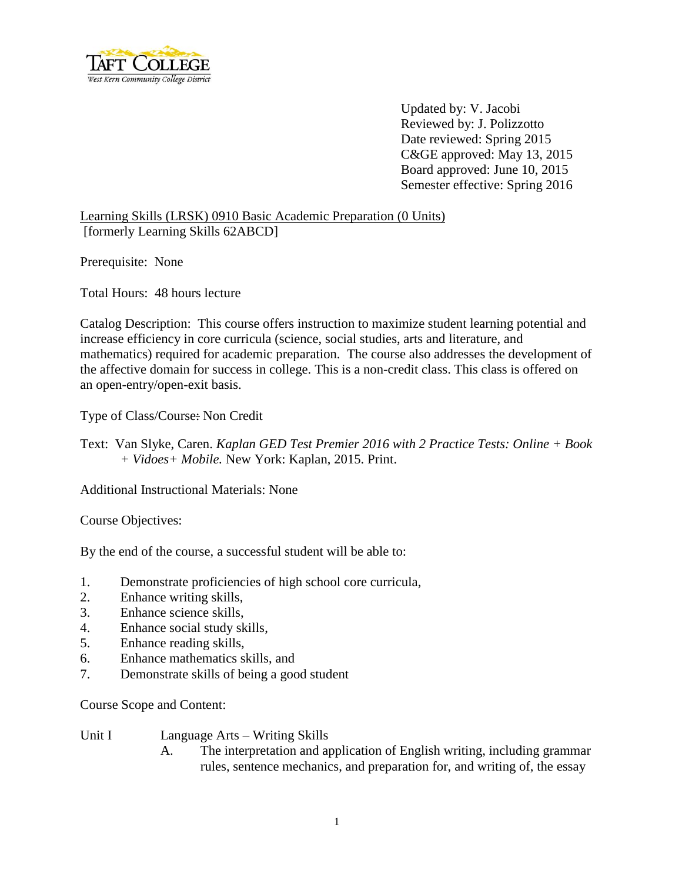Updated by: V. Jacobi
Reviewed by: J. Polizzotto
Date reviewed: Spring 2015
C&GE approved: May 13, 2015
Board approved: June 10, 2015
Semester effective: Spring 2016

Learning Skills (LRSK) 0910 Basic Academic Preparation (0 Units)
[formerly Learning Skills 62ABCD]

Prerequisite: None

Total Hours: 48 hours lecture

Catalog Description: This course offers instruction to maximize student learning potential and increase efficiency in core curricula (science, social studies, arts and literature, and mathematics) required for academic preparation. The course also addresses the development of the affective domain for success in college. This is a non-credit class. This class is offered on an open-entry/open-exit basis.

Type of Class/Course: Non Credit

Text: Van Slyke, Caren. *Kaplan GED Test Premier 2016 with 2 Practice Tests: Online + Book + Vidoes+ Mobile.* New York: Kaplan, 2015. Print.

Additional Instructional Materials: None

Course Objectives:

By the end of the course, a successful student will be able to:

1. Demonstrate proficiencies of high school core curricula,
2. Enhance writing skills,
3. Enhance science skills,
4. Enhance social study skills,
5. Enhance reading skills,
6. Enhance mathematics skills, and
7. Demonstrate skills of being a good student

Course Scope and Content:

Unit I Language Arts – Writing Skills

A. The interpretation and application of English writing, including grammar rules, sentence mechanics, and preparation for, and writing of, the essay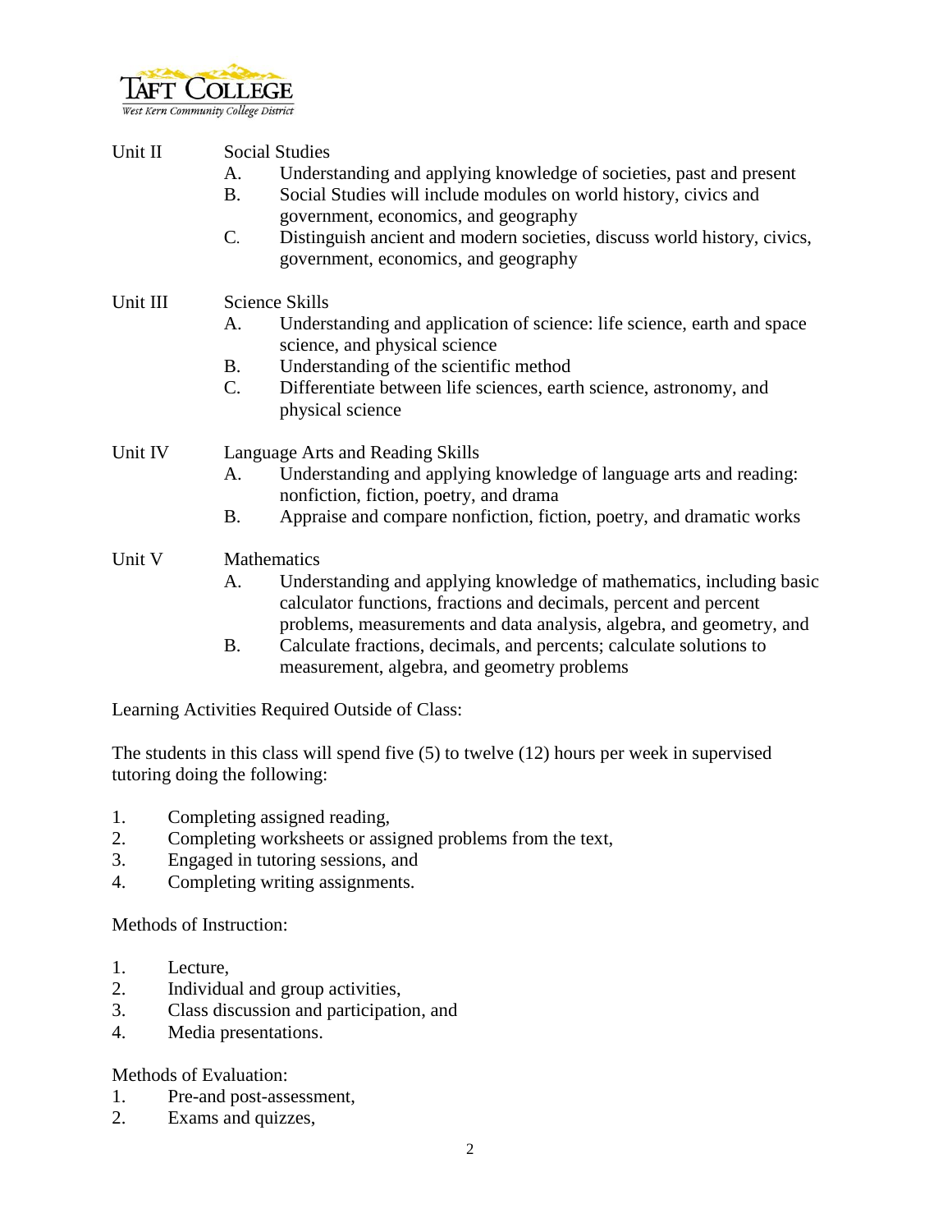Unit II Social Studies

A. Understanding and applying knowledge of societies, past and present
B. Social Studies will include modules on world history, civics and government, economics, and geography
C. Distinguish ancient and modern societies, discuss world history, civics, government, economics, and geography

Unit III Science Skills

A. Understanding and application of science: life science, earth and space science, and physical science
B. Understanding of the scientific method
C. Differentiate between life sciences, earth science, astronomy, and physical science

Unit IV Language Arts and Reading Skills

A. Understanding and applying knowledge of language arts and reading: nonfiction, fiction, poetry, and drama
B. Appraise and compare nonfiction, fiction, poetry, and dramatic works

Unit V Mathematics

A. Understanding and applying knowledge of mathematics, including basic calculator functions, fractions and decimals, percent and percent problems, measurements and data analysis, algebra, and geometry, and
B. Calculate fractions, decimals, and percents; calculate solutions to measurement, algebra, and geometry problems

Learning Activities Required Outside of Class:

The students in this class will spend five (5) to twelve (12) hours per week in supervised tutoring doing the following:

1. Completing assigned reading,
2. Completing worksheets or assigned problems from the text,
3. Engaged in tutoring sessions, and
4. Completing writing assignments.

Methods of Instruction:

1. Lecture,
2. Individual and group activities,
3. Class discussion and participation, and
4. Media presentations.

Methods of Evaluation:

1. Pre-and post-assessment,
2. Exams and quizzes,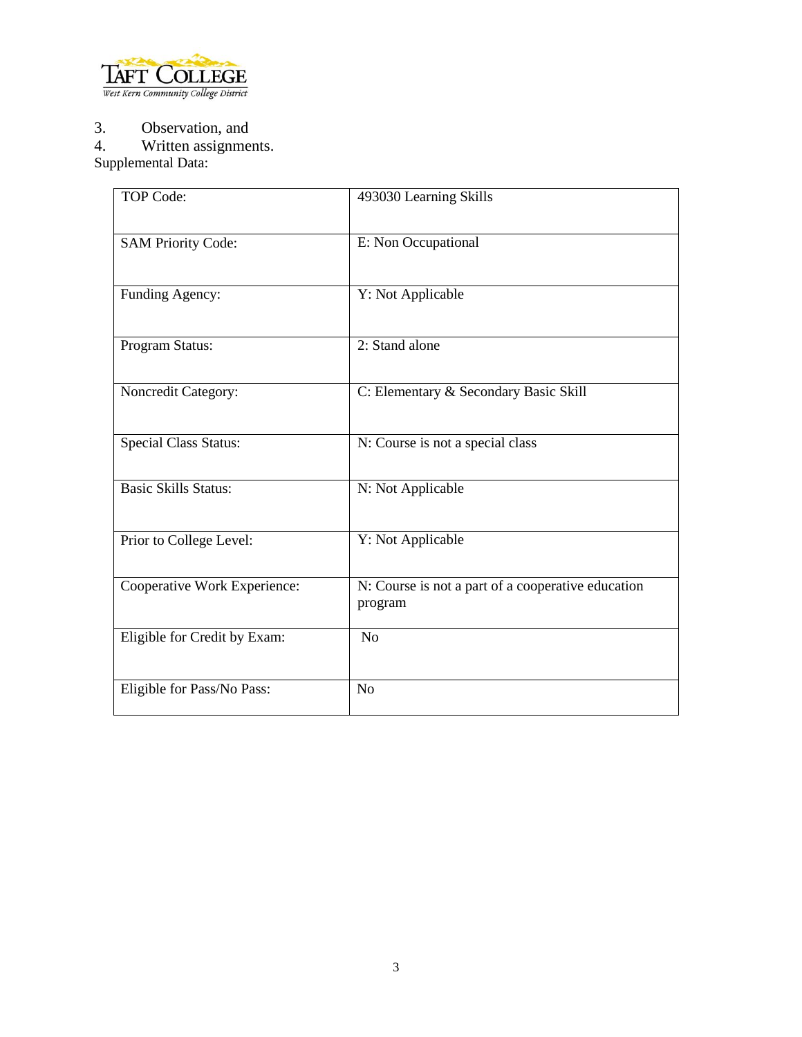3. Observation, and
4. Written assignments.

Supplemental Data:

| | |
|---|---|
| TOP Code: | 493030 Learning Skills |
| SAM Priority Code: | E: Non Occupational |
| Funding Agency: | Y: Not Applicable |
| Program Status: | 2: Stand alone |
| Noncredit Category: | C: Elementary & Secondary Basic Skill |
| Special Class Status: | N: Course is not a special class |
| Basic Skills Status: | N: Not Applicable |
| Prior to College Level: | Y: Not Applicable |
| Cooperative Work Experience: | N: Course is not a part of a cooperative education program |
| Eligible for Credit by Exam: | No |
| Eligible for Pass/No Pass: | No |